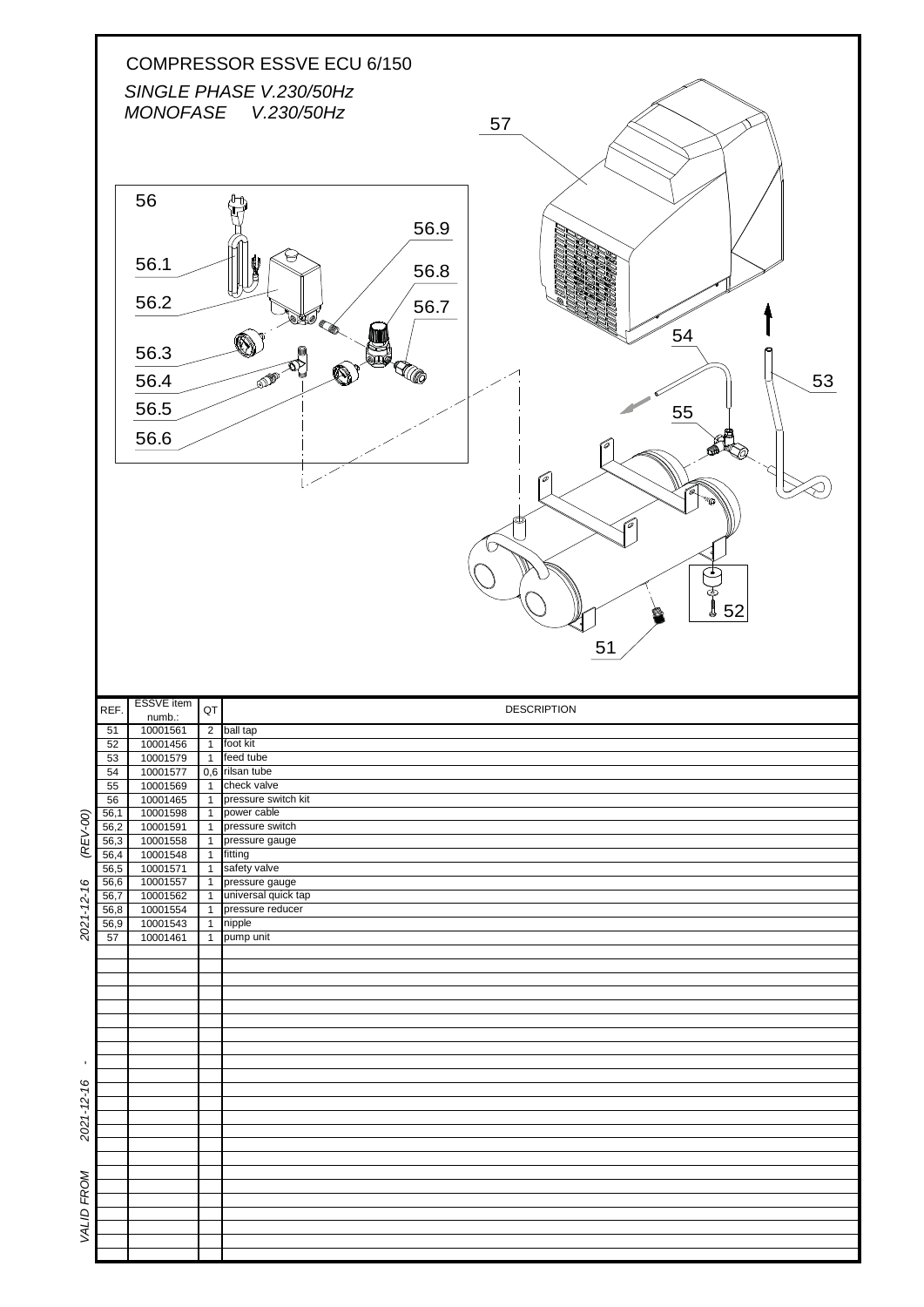# COMPRESSOR ESSVE ECU 6/150

*SINGLE PHASE V.230/50Hz*
*MONOFASE V.230/50Hz*

| REF. | ESSVE item numb.: | QT | DESCRIPTION |
|---|---|---|---|
| 51 | 10001561 | 2 | ball tap |
| 52 | 10001456 | 1 | foot kit |
| 53 | 10001579 | 1 | feed tube |
| 54 | 10001577 | 0,6 | rilsan tube |
| 55 | 10001569 | 1 | check valve |
| 56 | 10001465 | 1 | pressure switch kit |
| 56,1 | 10001598 | 1 | power cable |
| 56,2 | 10001591 | 1 | pressure switch |
| 56,3 | 10001558 | 1 | pressure gauge |
| 56,4 | 10001548 | 1 | fitting |
| 56,5 | 10001571 | 1 | safety valve |
| 56,6 | 10001557 | 1 | pressure gauge |
| 56,7 | 10001562 | 1 | universal quick tap |
| 56,8 | 10001554 | 1 | pressure reducer |
| 56,9 | 10001543 | 1 | nipple |
| 57 | 10001461 | 1 | pump unit |

*VALID FROM 2021-12-16 - 2021-12-16 (REV-00)*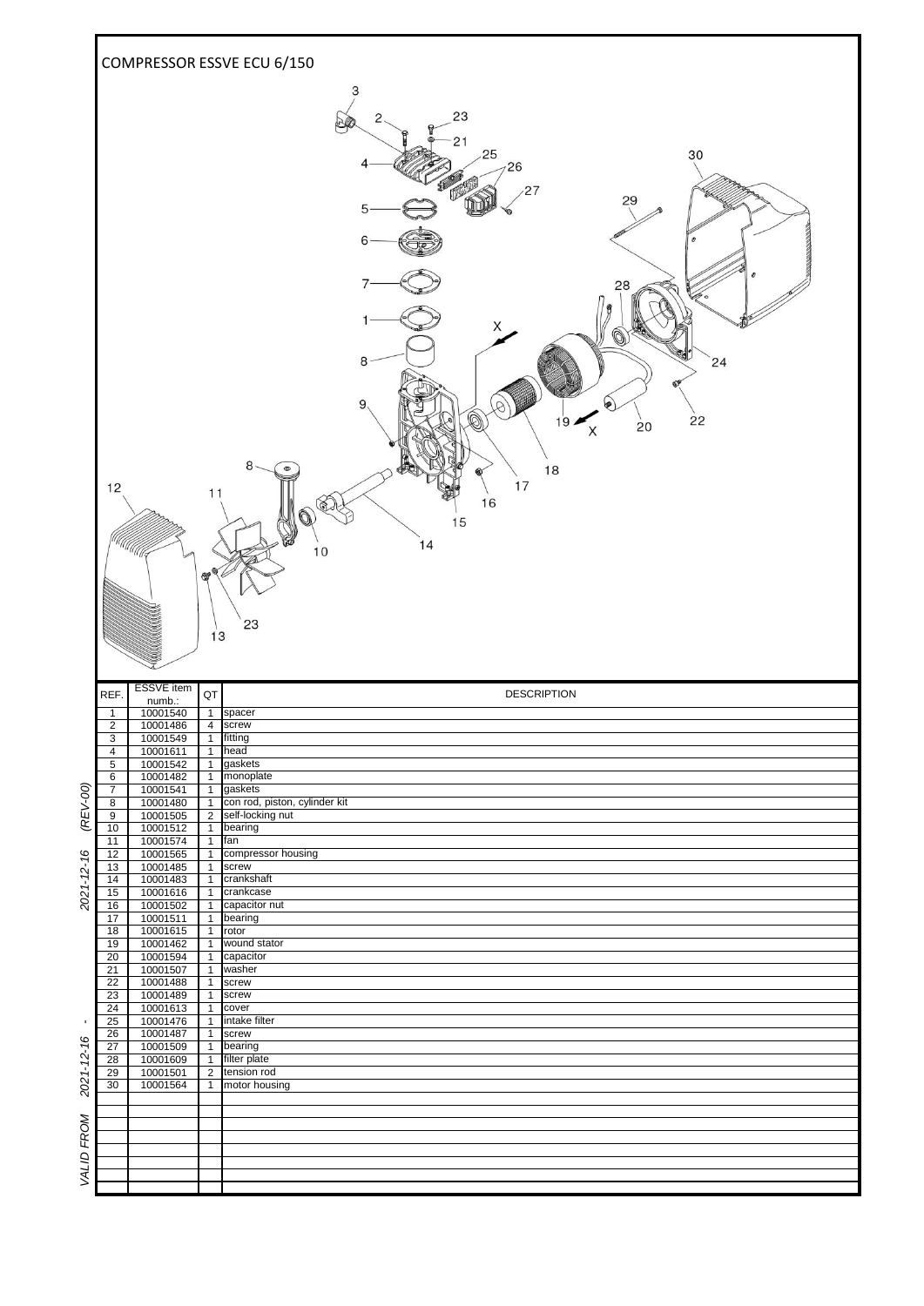# COMPRESSOR ESSVE ECU 6/150

| REF. | ESSVE item numb.: | QT | DESCRIPTION |
|---|---|---|---|
| 1 | 10001540 | 1 | spacer |
| 2 | 10001486 | 4 | screw |
| 3 | 10001549 | 1 | fitting |
| 4 | 10001611 | 1 | head |
| 5 | 10001542 | 1 | gaskets |
| 6 | 10001482 | 1 | monoplate |
| 7 | 10001541 | 1 | gaskets |
| 8 | 10001480 | 1 | con rod, piston, cylinder kit |
| 9 | 10001505 | 2 | self-locking nut |
| 10 | 10001512 | 1 | bearing |
| 11 | 10001574 | 1 | fan |
| 12 | 10001565 | 1 | compressor housing |
| 13 | 10001485 | 1 | screw |
| 14 | 10001483 | 1 | crankshaft |
| 15 | 10001616 | 1 | crankcase |
| 16 | 10001502 | 1 | capacitor nut |
| 17 | 10001511 | 1 | bearing |
| 18 | 10001615 | 1 | rotor |
| 19 | 10001462 | 1 | wound stator |
| 20 | 10001594 | 1 | capacitor |
| 21 | 10001507 | 1 | washer |
| 22 | 10001488 | 1 | screw |
| 23 | 10001489 | 1 | screw |
| 24 | 10001613 | 1 | cover |
| 25 | 10001476 | 1 | intake filter |
| 26 | 10001487 | 1 | screw |
| 27 | 10001509 | 1 | bearing |
| 28 | 10001609 | 1 | filter plate |
| 29 | 10001501 | 2 | tension rod |
| 30 | 10001564 | 1 | motor housing |

VALID FROM 2021-12-16 - 2021-12-16 (REV-00)